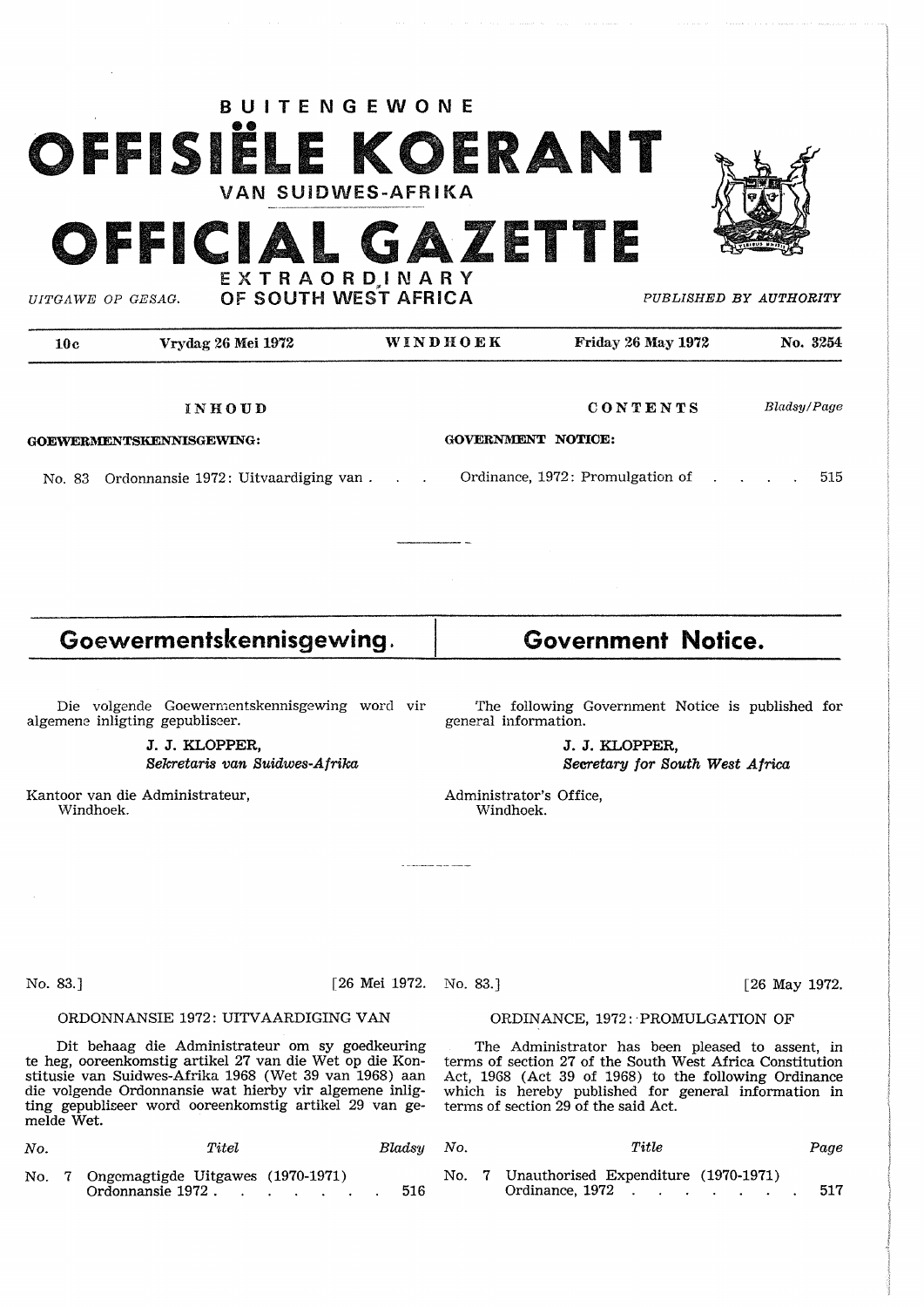# BUITENGEWONE OFFISIËLE KOERANT VAN SUIDWES-AFRIKA

# OFFICIAL GAZETTE EXTRAORDINARY OF SOUTH WEST AFRICA

*UITGAWE OP GESAG.* | *PUBLISHED BY AUTHORITY*

| 10c | Vrydag 26 Mei 1972 | WINDHOEK | Friday 26 May 1972 | No. 3254 |
|---|---|---|---|---|

**INHOUD** | **CONTENTS** | *Bladsy/Page*

**GOEWERMENTSKENNISGEWING:** | **GOVERNMENT NOTICE:**

| No. | Inhoud | Contents | Bladsy/Page |
|---|---|---|---|
| No. 83 | Ordonnansie 1972: Uitvaardiging van | Ordinance, 1972: Promulgation of | 515 |

## Goewermentskennisgewing.

Die volgende Goewermentskennisgewing word vir algemene inligting gepubliseer.

**J. J. KLOPPER,**
*Sekretaris van Suidwes-Afrika*

Kantoor van die Administrateur,
Windhoek.

No. 83.] [26 Mei 1972.

ORDONNANSIE 1972: UITVAARDIGING VAN

Dit behaag die Administrateur om sy goedkeuring te heg, ooreenkomstig artikel 27 van die Wet op die Konstitusie van Suidwes-Afrika 1968 (Wet 39 van 1968) aan die volgende Ordonnansie wat hierby vir algemene inligting gepubliseer word ooreenkomstig artikel 29 van gemelde Wet.

| *No.* | *Titel* | *Bladsy* |
|---|---|---|
| No. 7 | Ongemagtigde Uitgawes (1970-1971) Ordonnansie 1972 | 516 |

## Government Notice.

The following Government Notice is published for general information.

**J. J. KLOPPER,**
*Secretary for South West Africa*

Administrator's Office,
Windhoek.

No. 83.] [26 May 1972.

ORDINANCE, 1972: PROMULGATION OF

The Administrator has been pleased to assent, in terms of section 27 of the South West Africa Constitution Act, 1968 (Act 39 of 1968) to the following Ordinance which is hereby published for general information in terms of section 29 of the said Act.

| *No.* | *Title* | *Page* |
|---|---|---|
| No. 7 | Unauthorised Expenditure (1970-1971) Ordinance, 1972 | 517 |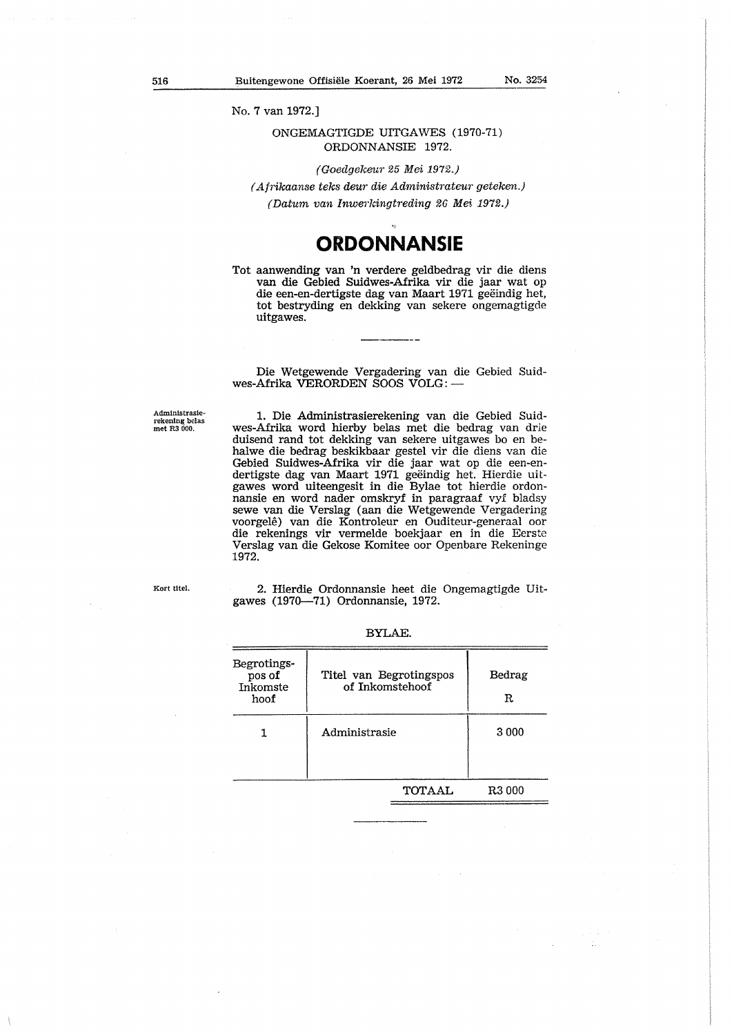No. 7 van 1972.]

ONGEMAGTIGDE UITGAWES (1970-71) ORDONNANSIE 1972.

*(Goedgekeur 25 Mei 1972.)*

*(Afrikaanse teks deur die Administrateur geteken.)*

*(Datum van Inwerkingtreding 26 Mei 1972.)*

# ORDONNANSIE

Tot aanwending van 'n verdere geldbedrag vir die diens van die Gebied Suidwes-Afrika vir die jaar wat op die een-en-dertigste dag van Maart 1971 geëindig het, tot bestryding en dekking van sekere ongemagtigde uitgawes.

---

Die Wetgewende Vergadering van die Gebied Suidwes-Afrika VERORDEN SOOS VOLG: —

**Administrasierekening belas met R3 000.**

1. Die Administrasierekening van die Gebied Suidwes-Afrika word hierby belas met die bedrag van drie duisend rand tot dekking van sekere uitgawes bo en behalwe die bedrag beskikbaar gestel vir die diens van die Gebied Suidwes-Afrika vir die jaar wat op die een-en-dertigste dag van Maart 1971 geëindig het. Hierdie uitgawes word uiteengesit in die Bylae tot hierdie ordonnansie en word nader omskryf in paragraaf vyf bladsy sewe van die Verslag (aan die Wetgewende Vergadering voorgelê) van die Kontroleur en Ouditeur-generaal oor die rekenings vir vermelde boekjaar en in die Eerste Verslag van die Gekose Komitee oor Openbare Rekeninge 1972.

**Kort titel.**

2. Hierdie Ordonnansie heet die Ongemagtigde Uitgawes (1970—71) Ordonnansie, 1972.

BYLAE.

| Begrotingspos of Inkomste hoof | Titel van Begrotingspos of Inkomstehoof | Bedrag R |
|---|---|---|
| 1 | Administrasie | 3 000 |
| | TOTAAL | R3 000 |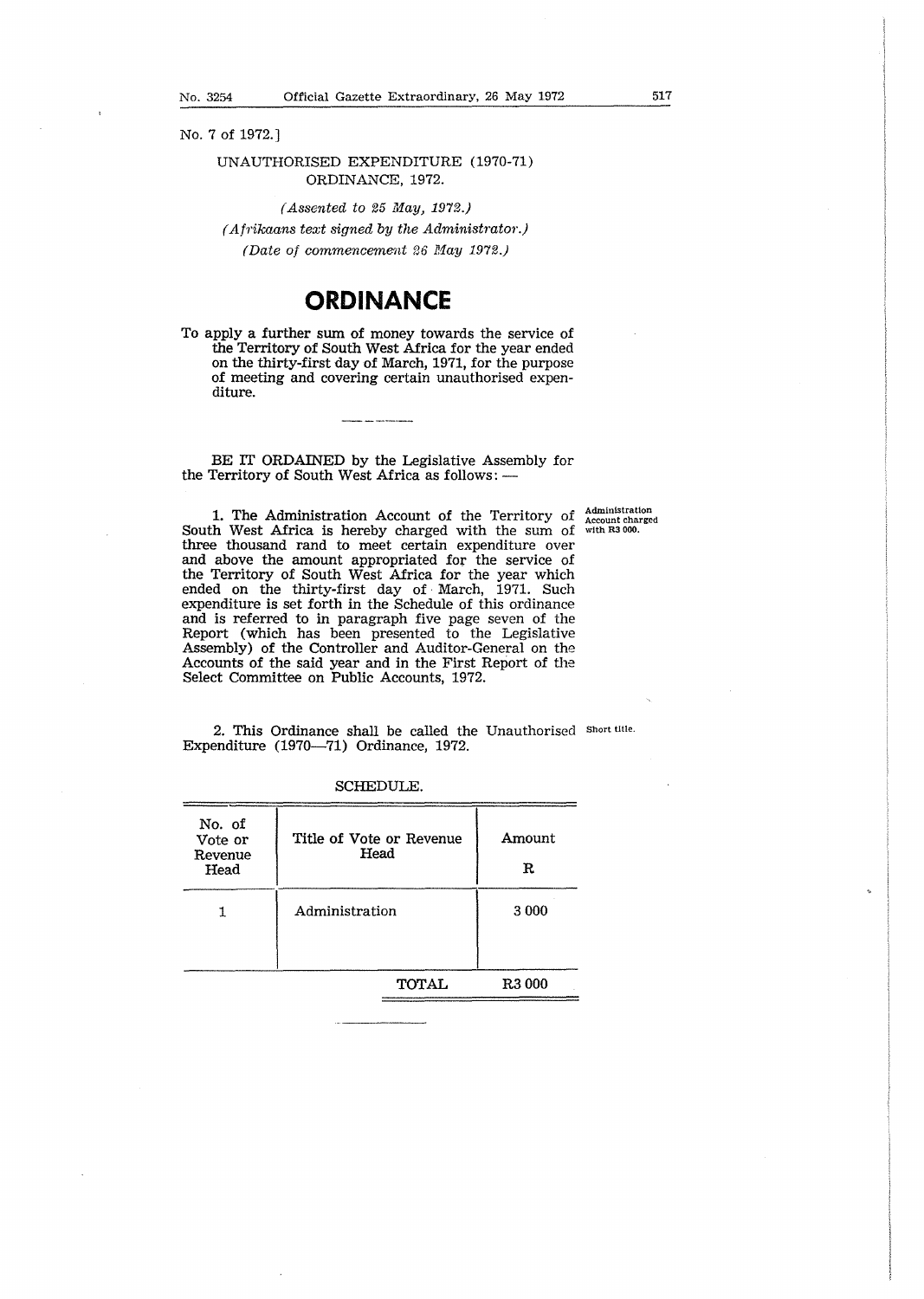No. 7 of 1972.]

UNAUTHORISED EXPENDITURE (1970-71) ORDINANCE, 1972.

*(Assented to 25 May, 1972.)*
*(Afrikaans text signed by the Administrator.)*
*(Date of commencement 26 May 1972.)*

# ORDINANCE

To apply a further sum of money towards the service of the Territory of South West Africa for the year ended on the thirty-first day of March, 1971, for the purpose of meeting and covering certain unauthorised expenditure.

---

BE IT ORDAINED by the Legislative Assembly for the Territory of South West Africa as follows: —

**Administration Account charged with R3 000.**

1. The Administration Account of the Territory of South West Africa is hereby charged with the sum of three thousand rand to meet certain expenditure over and above the amount appropriated for the service of the Territory of South West Africa for the year which ended on the thirty-first day of March, 1971. Such expenditure is set forth in the Schedule of this ordinance and is referred to in paragraph five page seven of the Report (which has been presented to the Legislative Assembly) of the Controller and Auditor-General on the Accounts of the said year and in the First Report of the Select Committee on Public Accounts, 1972.

**Short title.**

2. This Ordinance shall be called the Unauthorised Expenditure (1970—71) Ordinance, 1972.

SCHEDULE.

| No. of Vote or Revenue Head | Title of Vote or Revenue Head | Amount R |
|---|---|---|
| 1 | Administration | 3 000 |
| | TOTAL | R3 000 |